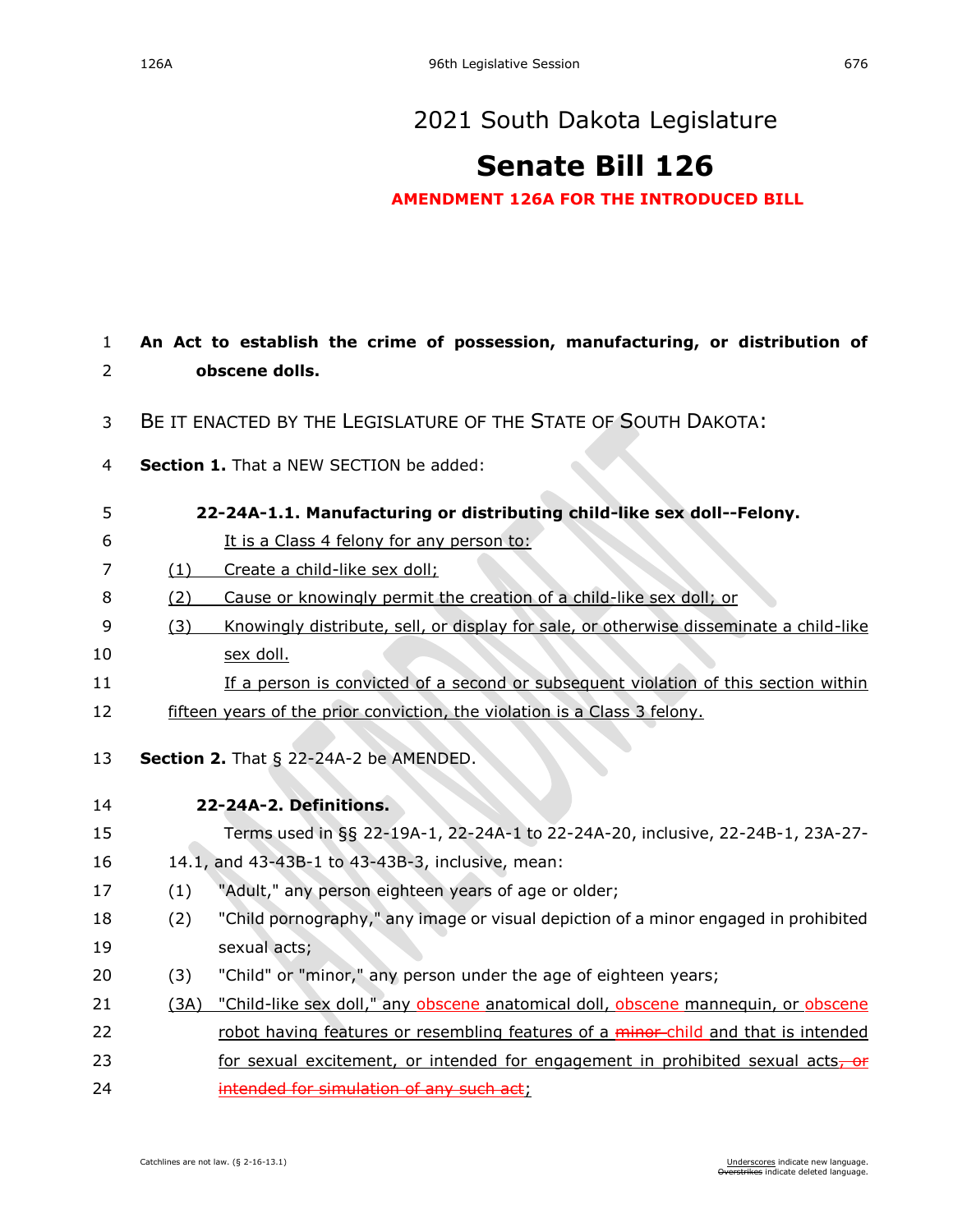# 2021 South Dakota Legislature

# Senate Bill 126

**AMENDMENT 126A FOR THE INTRODUCED BILL**

**An Act to establish the crime of possession, manufacturing, or distribution of obscene dolls.**

BE IT ENACTED BY THE LEGISLATURE OF THE STATE OF SOUTH DAKOTA:

**Section 1.** That a NEW SECTION be added:

**22-24A-1.1. Manufacturing or distributing child-like sex doll--Felony.**

It is a Class 4 felony for any person to:

(1) Create a child-like sex doll;

(2) Cause or knowingly permit the creation of a child-like sex doll; or

(3) Knowingly distribute, sell, or display for sale, or otherwise disseminate a child-like sex doll.

If a person is convicted of a second or subsequent violation of this section within fifteen years of the prior conviction, the violation is a Class 3 felony.

**Section 2.** That § 22-24A-2 be AMENDED.

**22-24A-2. Definitions.**

Terms used in §§ 22-19A-1, 22-24A-1 to 22-24A-20, inclusive, 22-24B-1, 23A-27-14.1, and 43-43B-1 to 43-43B-3, inclusive, mean:

(1) "Adult," any person eighteen years of age or older;

(2) "Child pornography," any image or visual depiction of a minor engaged in prohibited sexual acts;

(3) "Child" or "minor," any person under the age of eighteen years;

(3A) "Child-like sex doll," any obscene anatomical doll, obscene mannequin, or obscene robot having features or resembling features of a ~~minor~~ child and that is intended for sexual excitement, or intended for engagement in prohibited sexual acts~~, or intended for simulation of any such act~~;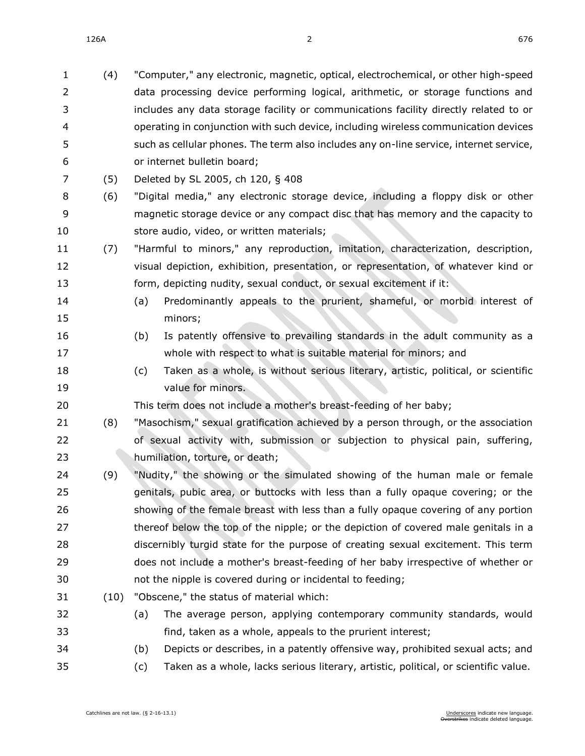(4) "Computer," any electronic, magnetic, optical, electrochemical, or other high-speed data processing device performing logical, arithmetic, or storage functions and includes any data storage facility or communications facility directly related to or operating in conjunction with such device, including wireless communication devices such as cellular phones. The term also includes any on-line service, internet service, or internet bulletin board;

(5) Deleted by SL 2005, ch 120, § 408

(6) "Digital media," any electronic storage device, including a floppy disk or other magnetic storage device or any compact disc that has memory and the capacity to store audio, video, or written materials;

(7) "Harmful to minors," any reproduction, imitation, characterization, description, visual depiction, exhibition, presentation, or representation, of whatever kind or form, depicting nudity, sexual conduct, or sexual excitement if it:

(a) Predominantly appeals to the prurient, shameful, or morbid interest of minors;

(b) Is patently offensive to prevailing standards in the adult community as a whole with respect to what is suitable material for minors; and

(c) Taken as a whole, is without serious literary, artistic, political, or scientific value for minors.

This term does not include a mother's breast-feeding of her baby;

(8) "Masochism," sexual gratification achieved by a person through, or the association of sexual activity with, submission or subjection to physical pain, suffering, humiliation, torture, or death;

(9) "Nudity," the showing or the simulated showing of the human male or female genitals, pubic area, or buttocks with less than a fully opaque covering; or the showing of the female breast with less than a fully opaque covering of any portion thereof below the top of the nipple; or the depiction of covered male genitals in a discernibly turgid state for the purpose of creating sexual excitement. This term does not include a mother's breast-feeding of her baby irrespective of whether or not the nipple is covered during or incidental to feeding;

(10) "Obscene," the status of material which:

(a) The average person, applying contemporary community standards, would find, taken as a whole, appeals to the prurient interest;

(b) Depicts or describes, in a patently offensive way, prohibited sexual acts; and

(c) Taken as a whole, lacks serious literary, artistic, political, or scientific value.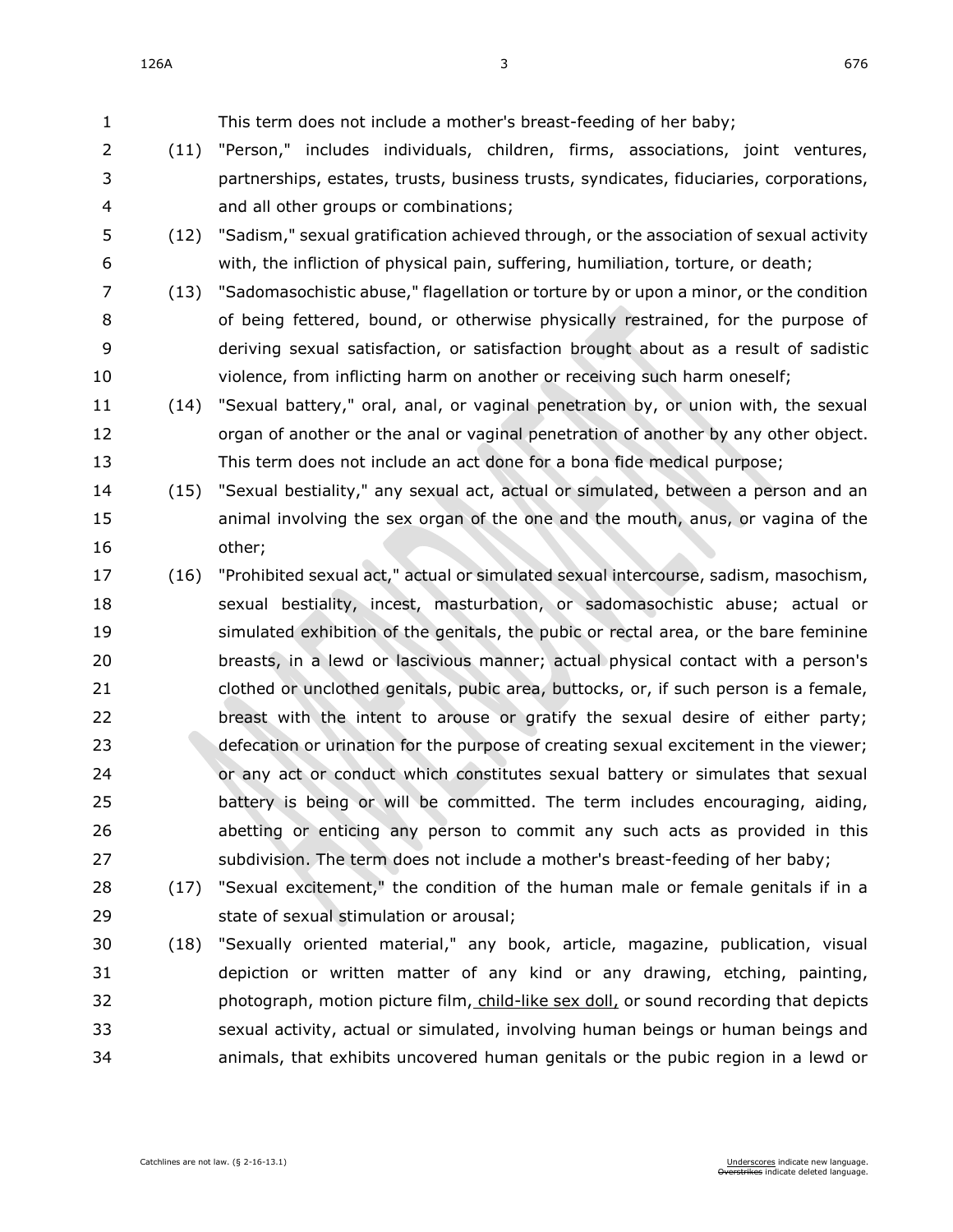This term does not include a mother's breast-feeding of her baby;

(11) "Person," includes individuals, children, firms, associations, joint ventures, partnerships, estates, trusts, business trusts, syndicates, fiduciaries, corporations, and all other groups or combinations;

(12) "Sadism," sexual gratification achieved through, or the association of sexual activity with, the infliction of physical pain, suffering, humiliation, torture, or death;

(13) "Sadomasochistic abuse," flagellation or torture by or upon a minor, or the condition of being fettered, bound, or otherwise physically restrained, for the purpose of deriving sexual satisfaction, or satisfaction brought about as a result of sadistic violence, from inflicting harm on another or receiving such harm oneself;

(14) "Sexual battery," oral, anal, or vaginal penetration by, or union with, the sexual organ of another or the anal or vaginal penetration of another by any other object. This term does not include an act done for a bona fide medical purpose;

(15) "Sexual bestiality," any sexual act, actual or simulated, between a person and an animal involving the sex organ of the one and the mouth, anus, or vagina of the other;

(16) "Prohibited sexual act," actual or simulated sexual intercourse, sadism, masochism, sexual bestiality, incest, masturbation, or sadomasochistic abuse; actual or simulated exhibition of the genitals, the pubic or rectal area, or the bare feminine breasts, in a lewd or lascivious manner; actual physical contact with a person's clothed or unclothed genitals, pubic area, buttocks, or, if such person is a female, breast with the intent to arouse or gratify the sexual desire of either party; defecation or urination for the purpose of creating sexual excitement in the viewer; or any act or conduct which constitutes sexual battery or simulates that sexual battery is being or will be committed. The term includes encouraging, aiding, abetting or enticing any person to commit any such acts as provided in this subdivision. The term does not include a mother's breast-feeding of her baby;

(17) "Sexual excitement," the condition of the human male or female genitals if in a state of sexual stimulation or arousal;

(18) "Sexually oriented material," any book, article, magazine, publication, visual depiction or written matter of any kind or any drawing, etching, painting, photograph, motion picture film, child-like sex doll, or sound recording that depicts sexual activity, actual or simulated, involving human beings or human beings and animals, that exhibits uncovered human genitals or the pubic region in a lewd or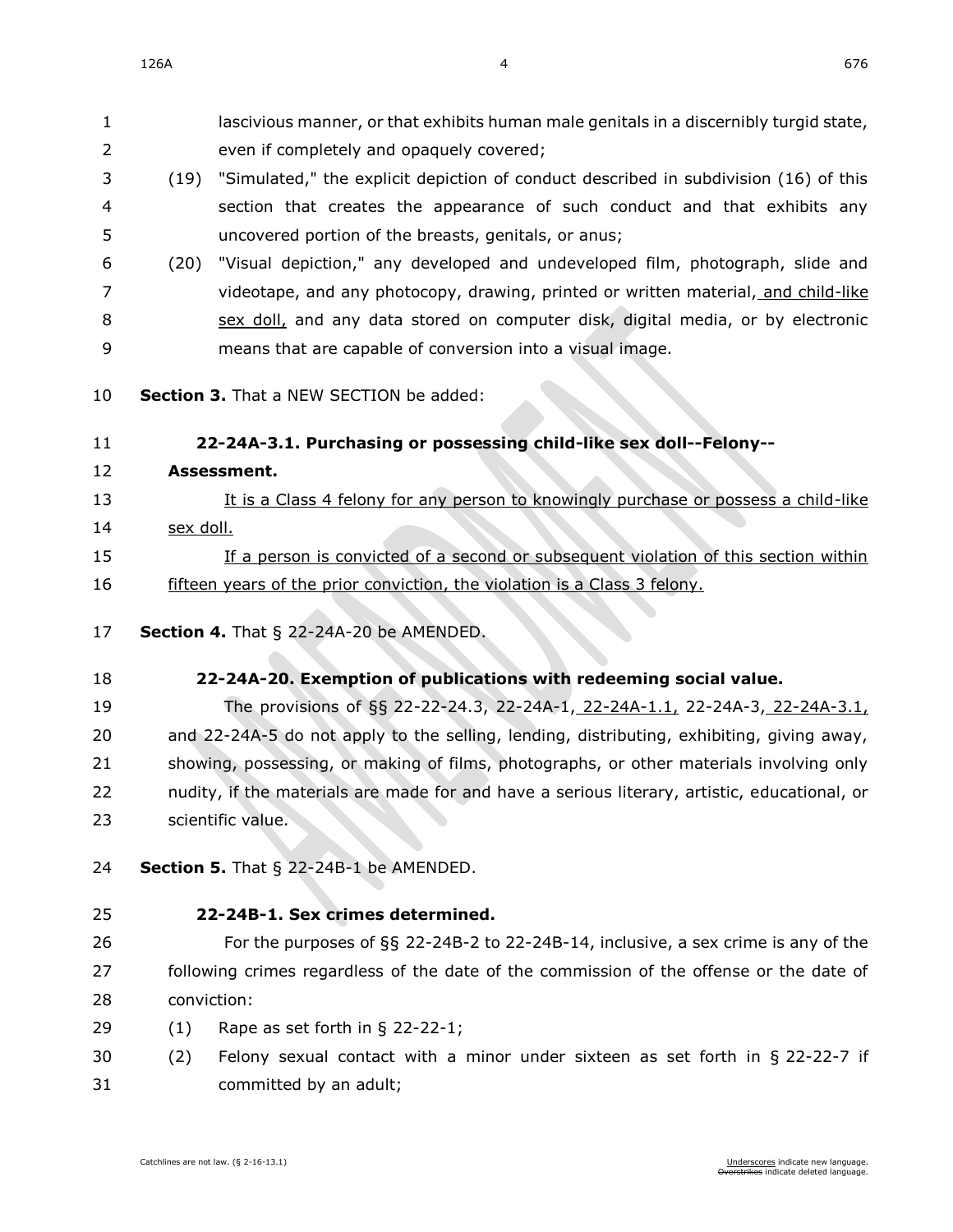lascivious manner, or that exhibits human male genitals in a discernibly turgid state, even if completely and opaquely covered;

(19) "Simulated," the explicit depiction of conduct described in subdivision (16) of this section that creates the appearance of such conduct and that exhibits any uncovered portion of the breasts, genitals, or anus;

(20) "Visual depiction," any developed and undeveloped film, photograph, slide and videotape, and any photocopy, drawing, printed or written material, and child-like sex doll, and any data stored on computer disk, digital media, or by electronic means that are capable of conversion into a visual image.

**Section 3.** That a NEW SECTION be added:

**22-24A-3.1. Purchasing or possessing child-like sex doll--Felony--Assessment.**

It is a Class 4 felony for any person to knowingly purchase or possess a child-like sex doll.

If a person is convicted of a second or subsequent violation of this section within fifteen years of the prior conviction, the violation is a Class 3 felony.

**Section 4.** That § 22-24A-20 be AMENDED.

**22-24A-20. Exemption of publications with redeeming social value.**

The provisions of §§ 22-22-24.3, 22-24A-1, 22-24A-1.1, 22-24A-3, 22-24A-3.1, and 22-24A-5 do not apply to the selling, lending, distributing, exhibiting, giving away, showing, possessing, or making of films, photographs, or other materials involving only nudity, if the materials are made for and have a serious literary, artistic, educational, or scientific value.

**Section 5.** That § 22-24B-1 be AMENDED.

**22-24B-1. Sex crimes determined.**

For the purposes of §§ 22-24B-2 to 22-24B-14, inclusive, a sex crime is any of the following crimes regardless of the date of the commission of the offense or the date of conviction:

(1) Rape as set forth in § 22-22-1;

(2) Felony sexual contact with a minor under sixteen as set forth in § 22-22-7 if committed by an adult;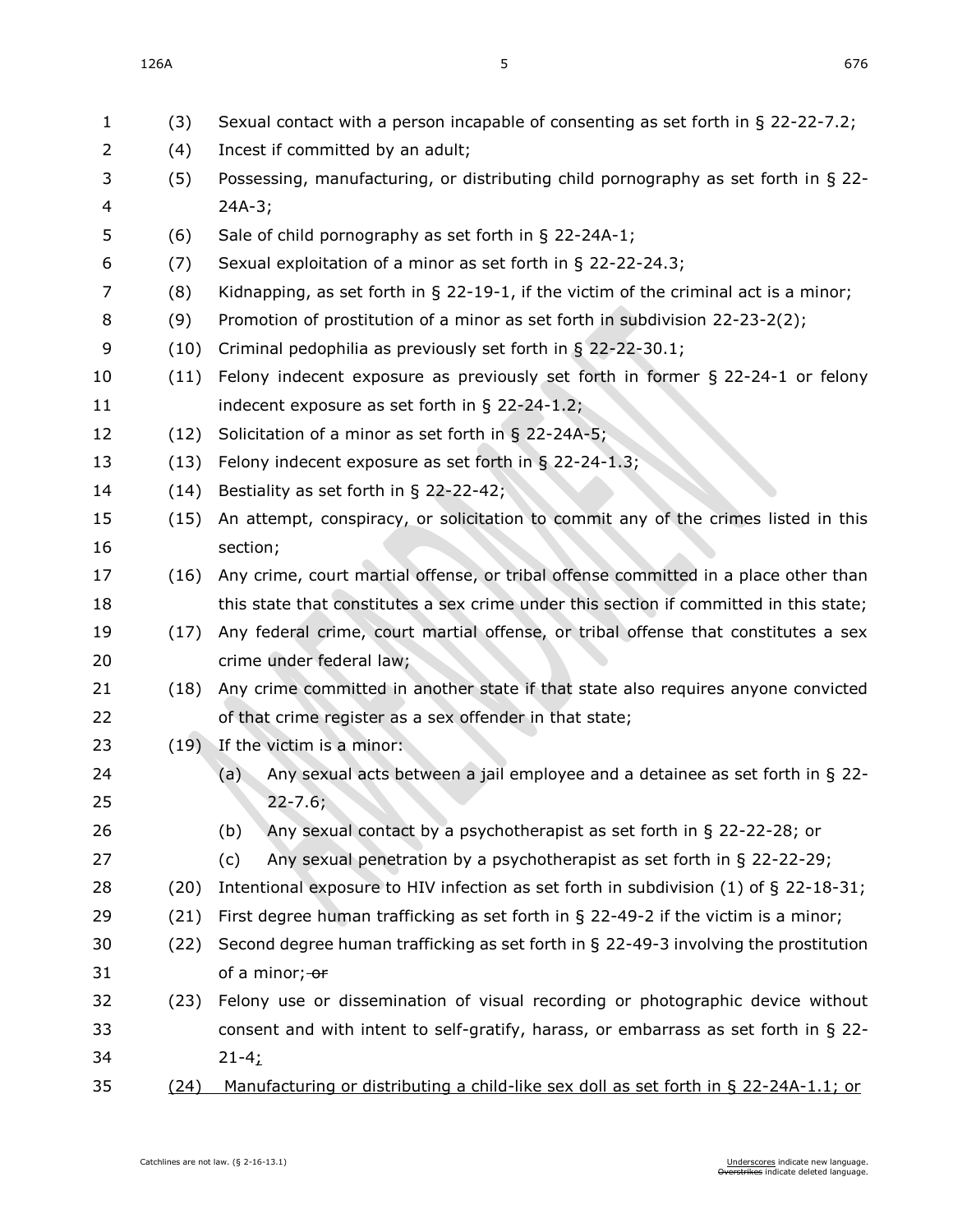(3) Sexual contact with a person incapable of consenting as set forth in § 22-22-7.2;

(4) Incest if committed by an adult;

(5) Possessing, manufacturing, or distributing child pornography as set forth in § 22-24A-3;

(6) Sale of child pornography as set forth in § 22-24A-1;

(7) Sexual exploitation of a minor as set forth in § 22-22-24.3;

(8) Kidnapping, as set forth in § 22-19-1, if the victim of the criminal act is a minor;

(9) Promotion of prostitution of a minor as set forth in subdivision 22-23-2(2);

(10) Criminal pedophilia as previously set forth in § 22-22-30.1;

(11) Felony indecent exposure as previously set forth in former § 22-24-1 or felony indecent exposure as set forth in § 22-24-1.2;

(12) Solicitation of a minor as set forth in § 22-24A-5;

(13) Felony indecent exposure as set forth in § 22-24-1.3;

(14) Bestiality as set forth in § 22-22-42;

(15) An attempt, conspiracy, or solicitation to commit any of the crimes listed in this section;

(16) Any crime, court martial offense, or tribal offense committed in a place other than this state that constitutes a sex crime under this section if committed in this state;

(17) Any federal crime, court martial offense, or tribal offense that constitutes a sex crime under federal law;

(18) Any crime committed in another state if that state also requires anyone convicted of that crime register as a sex offender in that state;

(19) If the victim is a minor:

(a) Any sexual acts between a jail employee and a detainee as set forth in § 22-22-7.6;

(b) Any sexual contact by a psychotherapist as set forth in § 22-22-28; or

(c) Any sexual penetration by a psychotherapist as set forth in § 22-22-29;

(20) Intentional exposure to HIV infection as set forth in subdivision (1) of § 22-18-31;

(21) First degree human trafficking as set forth in § 22-49-2 if the victim is a minor;

(22) Second degree human trafficking as set forth in § 22-49-3 involving the prostitution of a minor; ~~or~~

(23) Felony use or dissemination of visual recording or photographic device without consent and with intent to self-gratify, harass, or embarrass as set forth in § 22-21-4<u>;</u>

<u>(24) Manufacturing or distributing a child-like sex doll as set forth in § 22-24A-1.1; or</u>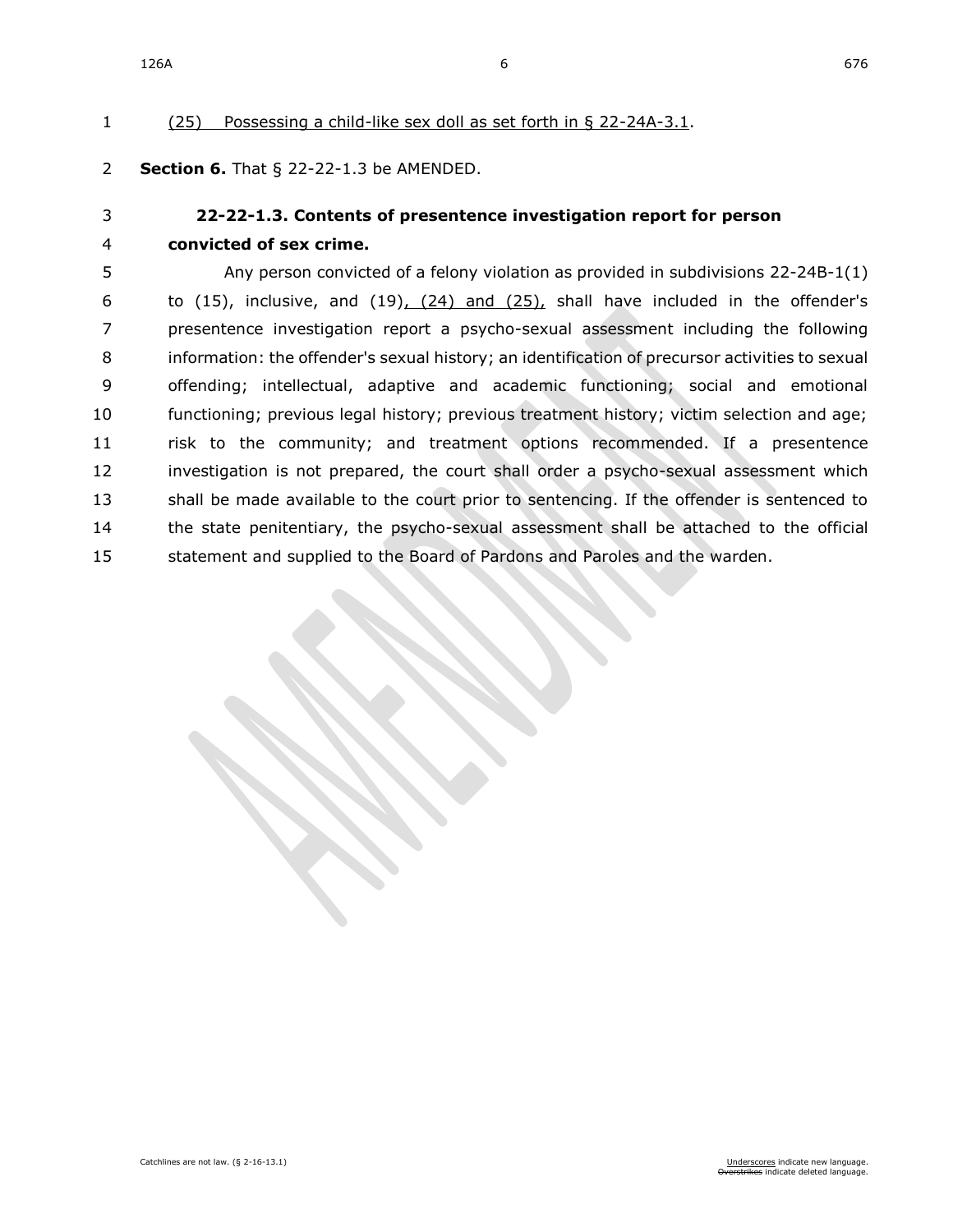(25) Possessing a child-like sex doll as set forth in § 22-24A-3.1.

**Section 6.** That § 22-22-1.3 be AMENDED.

**22-22-1.3. Contents of presentence investigation report for person convicted of sex crime.**

Any person convicted of a felony violation as provided in subdivisions 22-24B-1(1) to (15), inclusive, and (19), (24) and (25), shall have included in the offender's presentence investigation report a psycho-sexual assessment including the following information: the offender's sexual history; an identification of precursor activities to sexual offending; intellectual, adaptive and academic functioning; social and emotional functioning; previous legal history; previous treatment history; victim selection and age; risk to the community; and treatment options recommended. If a presentence investigation is not prepared, the court shall order a psycho-sexual assessment which shall be made available to the court prior to sentencing. If the offender is sentenced to the state penitentiary, the psycho-sexual assessment shall be attached to the official statement and supplied to the Board of Pardons and Paroles and the warden.